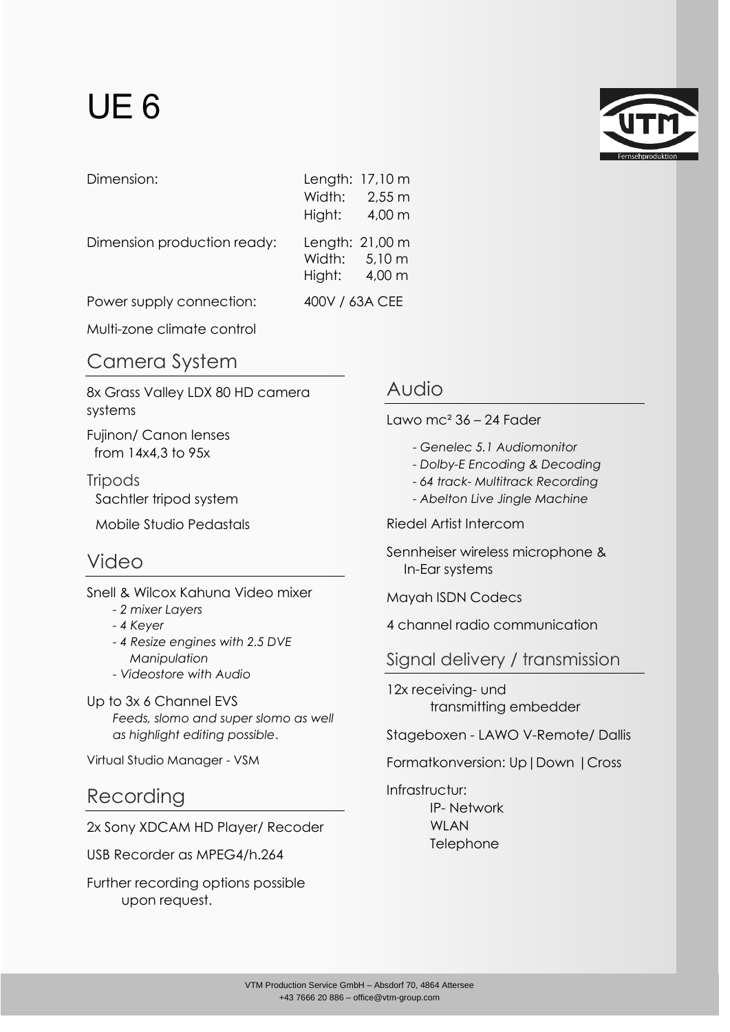# UE 6

| | |
|---|---|
| Dimension: | Length: 17,10 m<br>Width: 2,55 m<br>Hight: 4,00 m |
| Dimension production ready: | Length: 21,00 m<br>Width: 5,10 m<br>Hight: 4,00 m |
| Power supply connection: | 400V / 63A CEE |

Multi-zone climate control

## Camera System

8x Grass Valley LDX 80 HD camera systems

Fujinon/ Canon lenses
from 14x4,3 to 95x

Tripods
Sachtler tripod system

Mobile Studio Pedastals

## Video

Snell & Wilcox Kahuna Video mixer
- *2 mixer Layers*
- *4 Keyer*
- *4 Resize engines with 2.5 DVE Manipulation*
- *Videostore with Audio*

Up to 3x 6 Channel EVS
*Feeds, slomo and super slomo as well as highlight editing possible*.

Virtual Studio Manager - VSM

## Recording

2x Sony XDCAM HD Player/ Recoder

USB Recorder as MPEG4/h.264

Further recording options possible upon request.

## Audio

Lawo mc² 36 – 24 Fader
- *Genelec 5.1 Audiomonitor*
- *Dolby-E Encoding & Decoding*
- *64 track- Multitrack Recording*
- *Abelton Live Jingle Machine*

Riedel Artist Intercom

Sennheiser wireless microphone & In-Ear systems

Mayah ISDN Codecs

4 channel radio communication

## Signal delivery / transmission

12x receiving- und transmitting embedder

Stageboxen - LAWO V-Remote/ Dallis

Formatkonversion: Up|Down |Cross

Infrastructur:
IP- Network
WLAN
Telephone

VTM Production Service GmbH – Absdorf 70, 4864 Attersee
+43 7666 20 886 – office@vtm-group.com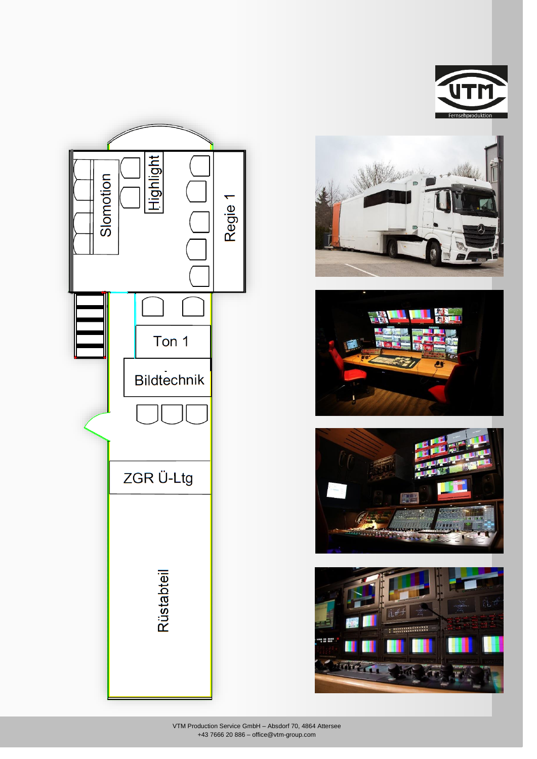VTM

Fernsehproduktion

Slomotion

Highlight

Regie 1

Ton 1

Bildtechnik

ZGR Ü-Ltg

Rüstabteil